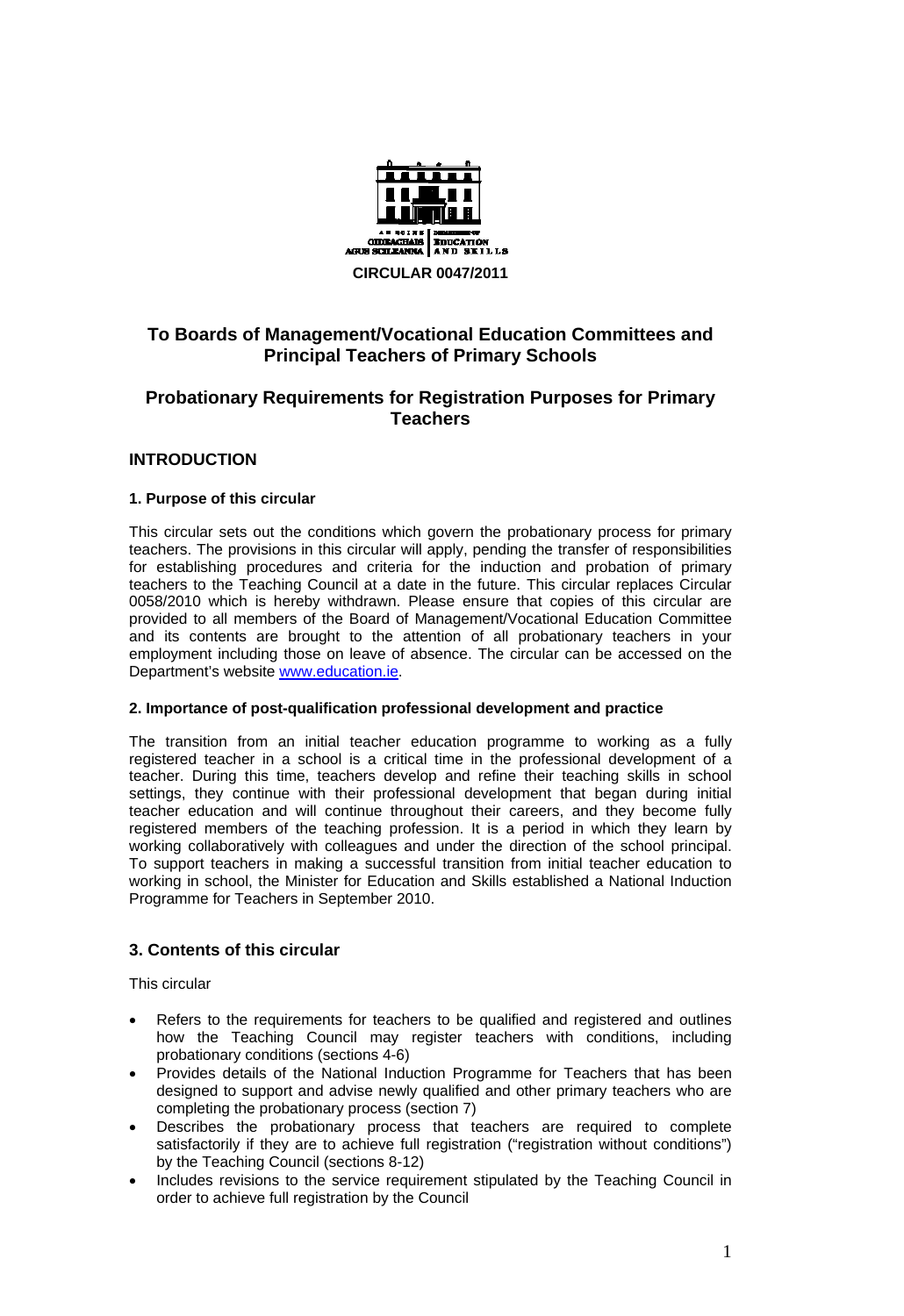AN ROINN OIDEACHAIS AGUS SCILEANNA | DEPARTMENT OF EDUCATION AND SKILLS

**CIRCULAR 0047/2011**

## To Boards of Management/Vocational Education Committees and Principal Teachers of Primary Schools

## Probationary Requirements for Registration Purposes for Primary Teachers

### INTRODUCTION

#### 1. Purpose of this circular

This circular sets out the conditions which govern the probationary process for primary teachers. The provisions in this circular will apply, pending the transfer of responsibilities for establishing procedures and criteria for the induction and probation of primary teachers to the Teaching Council at a date in the future. This circular replaces Circular 0058/2010 which is hereby withdrawn. Please ensure that copies of this circular are provided to all members of the Board of Management/Vocational Education Committee and its contents are brought to the attention of all probationary teachers in your employment including those on leave of absence. The circular can be accessed on the Department's website www.education.ie.

#### 2. Importance of post-qualification professional development and practice

The transition from an initial teacher education programme to working as a fully registered teacher in a school is a critical time in the professional development of a teacher. During this time, teachers develop and refine their teaching skills in school settings, they continue with their professional development that began during initial teacher education and will continue throughout their careers, and they become fully registered members of the teaching profession. It is a period in which they learn by working collaboratively with colleagues and under the direction of the school principal. To support teachers in making a successful transition from initial teacher education to working in school, the Minister for Education and Skills established a National Induction Programme for Teachers in September 2010.

### 3. Contents of this circular

This circular

- Refers to the requirements for teachers to be qualified and registered and outlines how the Teaching Council may register teachers with conditions, including probationary conditions (sections 4-6)
- Provides details of the National Induction Programme for Teachers that has been designed to support and advise newly qualified and other primary teachers who are completing the probationary process (section 7)
- Describes the probationary process that teachers are required to complete satisfactorily if they are to achieve full registration ("registration without conditions") by the Teaching Council (sections 8-12)
- Includes revisions to the service requirement stipulated by the Teaching Council in order to achieve full registration by the Council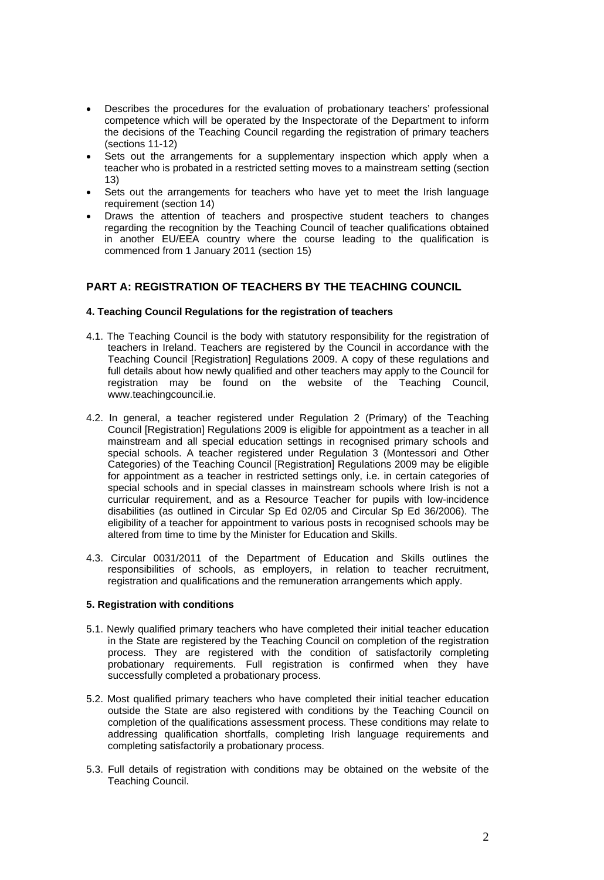- Describes the procedures for the evaluation of probationary teachers' professional competence which will be operated by the Inspectorate of the Department to inform the decisions of the Teaching Council regarding the registration of primary teachers (sections 11-12)
- Sets out the arrangements for a supplementary inspection which apply when a teacher who is probated in a restricted setting moves to a mainstream setting (section 13)
- Sets out the arrangements for teachers who have yet to meet the Irish language requirement (section 14)
- Draws the attention of teachers and prospective student teachers to changes regarding the recognition by the Teaching Council of teacher qualifications obtained in another EU/EEA country where the course leading to the qualification is commenced from 1 January 2011 (section 15)

## PART A: REGISTRATION OF TEACHERS BY THE TEACHING COUNCIL

### 4. Teaching Council Regulations for the registration of teachers

4.1. The Teaching Council is the body with statutory responsibility for the registration of teachers in Ireland. Teachers are registered by the Council in accordance with the Teaching Council [Registration] Regulations 2009. A copy of these regulations and full details about how newly qualified and other teachers may apply to the Council for registration may be found on the website of the Teaching Council, www.teachingcouncil.ie.

4.2. In general, a teacher registered under Regulation 2 (Primary) of the Teaching Council [Registration] Regulations 2009 is eligible for appointment as a teacher in all mainstream and all special education settings in recognised primary schools and special schools. A teacher registered under Regulation 3 (Montessori and Other Categories) of the Teaching Council [Registration] Regulations 2009 may be eligible for appointment as a teacher in restricted settings only, i.e. in certain categories of special schools and in special classes in mainstream schools where Irish is not a curricular requirement, and as a Resource Teacher for pupils with low-incidence disabilities (as outlined in Circular Sp Ed 02/05 and Circular Sp Ed 36/2006). The eligibility of a teacher for appointment to various posts in recognised schools may be altered from time to time by the Minister for Education and Skills.

4.3. Circular 0031/2011 of the Department of Education and Skills outlines the responsibilities of schools, as employers, in relation to teacher recruitment, registration and qualifications and the remuneration arrangements which apply.

### 5. Registration with conditions

5.1. Newly qualified primary teachers who have completed their initial teacher education in the State are registered by the Teaching Council on completion of the registration process. They are registered with the condition of satisfactorily completing probationary requirements. Full registration is confirmed when they have successfully completed a probationary process.

5.2. Most qualified primary teachers who have completed their initial teacher education outside the State are also registered with conditions by the Teaching Council on completion of the qualifications assessment process. These conditions may relate to addressing qualification shortfalls, completing Irish language requirements and completing satisfactorily a probationary process.

5.3. Full details of registration with conditions may be obtained on the website of the Teaching Council.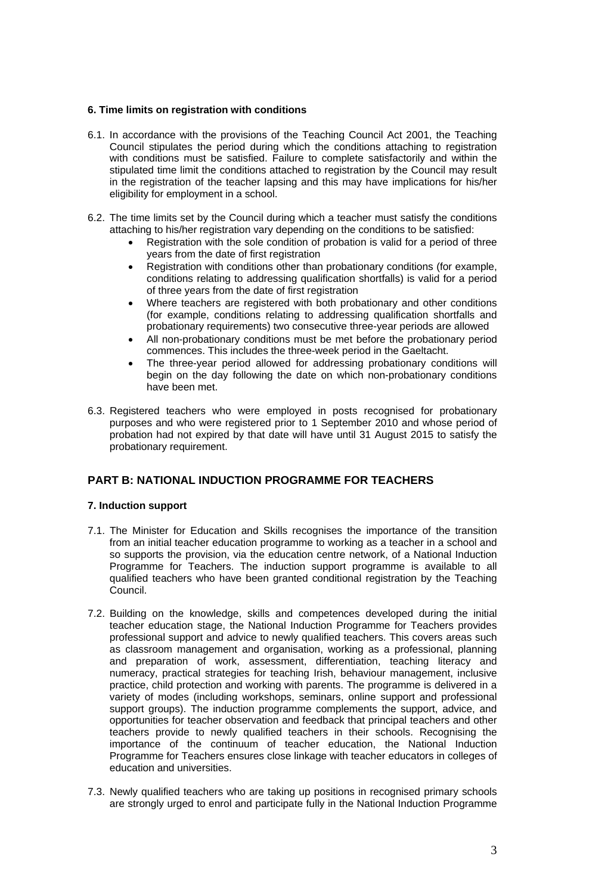### 6. Time limits on registration with conditions

6.1. In accordance with the provisions of the Teaching Council Act 2001, the Teaching Council stipulates the period during which the conditions attaching to registration with conditions must be satisfied. Failure to complete satisfactorily and within the stipulated time limit the conditions attached to registration by the Council may result in the registration of the teacher lapsing and this may have implications for his/her eligibility for employment in a school.

6.2. The time limits set by the Council during which a teacher must satisfy the conditions attaching to his/her registration vary depending on the conditions to be satisfied:

- Registration with the sole condition of probation is valid for a period of three years from the date of first registration
- Registration with conditions other than probationary conditions (for example, conditions relating to addressing qualification shortfalls) is valid for a period of three years from the date of first registration
- Where teachers are registered with both probationary and other conditions (for example, conditions relating to addressing qualification shortfalls and probationary requirements) two consecutive three-year periods are allowed
- All non-probationary conditions must be met before the probationary period commences. This includes the three-week period in the Gaeltacht.
- The three-year period allowed for addressing probationary conditions will begin on the day following the date on which non-probationary conditions have been met.

6.3. Registered teachers who were employed in posts recognised for probationary purposes and who were registered prior to 1 September 2010 and whose period of probation had not expired by that date will have until 31 August 2015 to satisfy the probationary requirement.

## PART B: NATIONAL INDUCTION PROGRAMME FOR TEACHERS

### 7. Induction support

7.1. The Minister for Education and Skills recognises the importance of the transition from an initial teacher education programme to working as a teacher in a school and so supports the provision, via the education centre network, of a National Induction Programme for Teachers. The induction support programme is available to all qualified teachers who have been granted conditional registration by the Teaching Council.

7.2. Building on the knowledge, skills and competences developed during the initial teacher education stage, the National Induction Programme for Teachers provides professional support and advice to newly qualified teachers. This covers areas such as classroom management and organisation, working as a professional, planning and preparation of work, assessment, differentiation, teaching literacy and numeracy, practical strategies for teaching Irish, behaviour management, inclusive practice, child protection and working with parents. The programme is delivered in a variety of modes (including workshops, seminars, online support and professional support groups). The induction programme complements the support, advice, and opportunities for teacher observation and feedback that principal teachers and other teachers provide to newly qualified teachers in their schools. Recognising the importance of the continuum of teacher education, the National Induction Programme for Teachers ensures close linkage with teacher educators in colleges of education and universities.

7.3. Newly qualified teachers who are taking up positions in recognised primary schools are strongly urged to enrol and participate fully in the National Induction Programme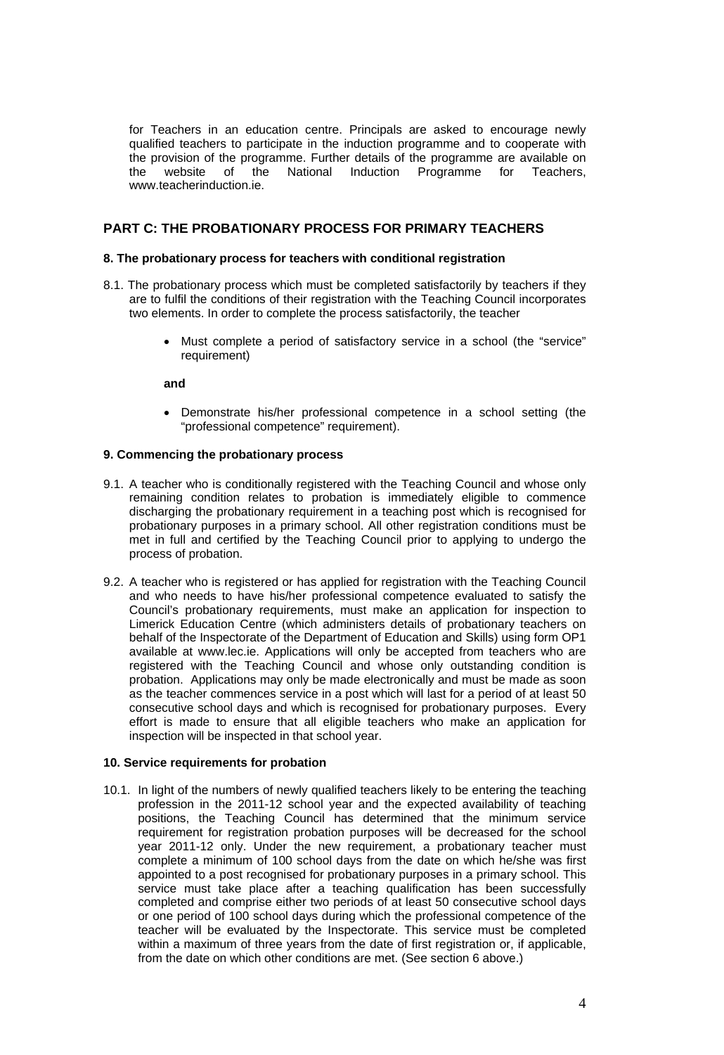for Teachers in an education centre. Principals are asked to encourage newly qualified teachers to participate in the induction programme and to cooperate with the provision of the programme. Further details of the programme are available on the website of the National Induction Programme for Teachers, www.teacherinduction.ie.

## PART C: THE PROBATIONARY PROCESS FOR PRIMARY TEACHERS

### 8. The probationary process for teachers with conditional registration

8.1. The probationary process which must be completed satisfactorily by teachers if they are to fulfil the conditions of their registration with the Teaching Council incorporates two elements. In order to complete the process satisfactorily, the teacher

- Must complete a period of satisfactory service in a school (the "service" requirement)

**and**

- Demonstrate his/her professional competence in a school setting (the "professional competence" requirement).

### 9. Commencing the probationary process

9.1. A teacher who is conditionally registered with the Teaching Council and whose only remaining condition relates to probation is immediately eligible to commence discharging the probationary requirement in a teaching post which is recognised for probationary purposes in a primary school. All other registration conditions must be met in full and certified by the Teaching Council prior to applying to undergo the process of probation.

9.2. A teacher who is registered or has applied for registration with the Teaching Council and who needs to have his/her professional competence evaluated to satisfy the Council's probationary requirements, must make an application for inspection to Limerick Education Centre (which administers details of probationary teachers on behalf of the Inspectorate of the Department of Education and Skills) using form OP1 available at www.lec.ie. Applications will only be accepted from teachers who are registered with the Teaching Council and whose only outstanding condition is probation. Applications may only be made electronically and must be made as soon as the teacher commences service in a post which will last for a period of at least 50 consecutive school days and which is recognised for probationary purposes. Every effort is made to ensure that all eligible teachers who make an application for inspection will be inspected in that school year.

### 10. Service requirements for probation

10.1. In light of the numbers of newly qualified teachers likely to be entering the teaching profession in the 2011-12 school year and the expected availability of teaching positions, the Teaching Council has determined that the minimum service requirement for registration probation purposes will be decreased for the school year 2011-12 only. Under the new requirement, a probationary teacher must complete a minimum of 100 school days from the date on which he/she was first appointed to a post recognised for probationary purposes in a primary school. This service must take place after a teaching qualification has been successfully completed and comprise either two periods of at least 50 consecutive school days or one period of 100 school days during which the professional competence of the teacher will be evaluated by the Inspectorate. This service must be completed within a maximum of three years from the date of first registration or, if applicable, from the date on which other conditions are met. (See section 6 above.)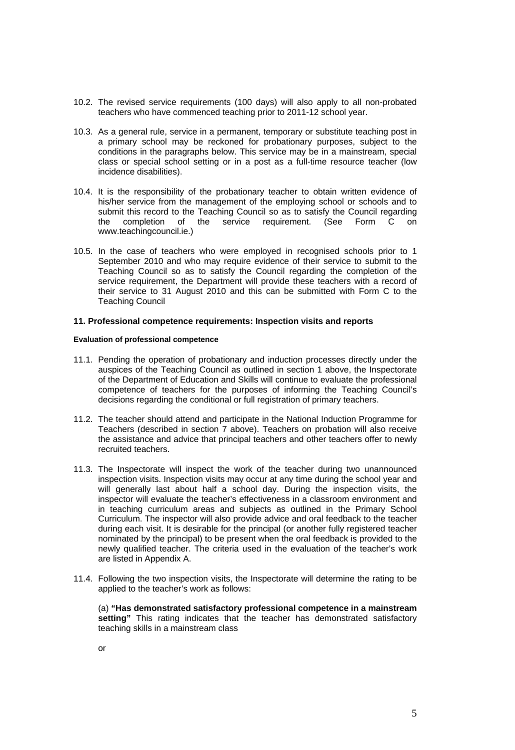10.2. The revised service requirements (100 days) will also apply to all non-probated teachers who have commenced teaching prior to 2011-12 school year.

10.3. As a general rule, service in a permanent, temporary or substitute teaching post in a primary school may be reckoned for probationary purposes, subject to the conditions in the paragraphs below. This service may be in a mainstream, special class or special school setting or in a post as a full-time resource teacher (low incidence disabilities).

10.4. It is the responsibility of the probationary teacher to obtain written evidence of his/her service from the management of the employing school or schools and to submit this record to the Teaching Council so as to satisfy the Council regarding the completion of the service requirement. (See Form C on www.teachingcouncil.ie.)

10.5. In the case of teachers who were employed in recognised schools prior to 1 September 2010 and who may require evidence of their service to submit to the Teaching Council so as to satisfy the Council regarding the completion of the service requirement, the Department will provide these teachers with a record of their service to 31 August 2010 and this can be submitted with Form C to the Teaching Council

## 11. Professional competence requirements: Inspection visits and reports

#### Evaluation of professional competence

11.1. Pending the operation of probationary and induction processes directly under the auspices of the Teaching Council as outlined in section 1 above, the Inspectorate of the Department of Education and Skills will continue to evaluate the professional competence of teachers for the purposes of informing the Teaching Council's decisions regarding the conditional or full registration of primary teachers.

11.2. The teacher should attend and participate in the National Induction Programme for Teachers (described in section 7 above). Teachers on probation will also receive the assistance and advice that principal teachers and other teachers offer to newly recruited teachers.

11.3. The Inspectorate will inspect the work of the teacher during two unannounced inspection visits. Inspection visits may occur at any time during the school year and will generally last about half a school day. During the inspection visits, the inspector will evaluate the teacher's effectiveness in a classroom environment and in teaching curriculum areas and subjects as outlined in the Primary School Curriculum. The inspector will also provide advice and oral feedback to the teacher during each visit. It is desirable for the principal (or another fully registered teacher nominated by the principal) to be present when the oral feedback is provided to the newly qualified teacher. The criteria used in the evaluation of the teacher's work are listed in Appendix A.

11.4. Following the two inspection visits, the Inspectorate will determine the rating to be applied to the teacher's work as follows:

(a) **"Has demonstrated satisfactory professional competence in a mainstream setting"** This rating indicates that the teacher has demonstrated satisfactory teaching skills in a mainstream class

or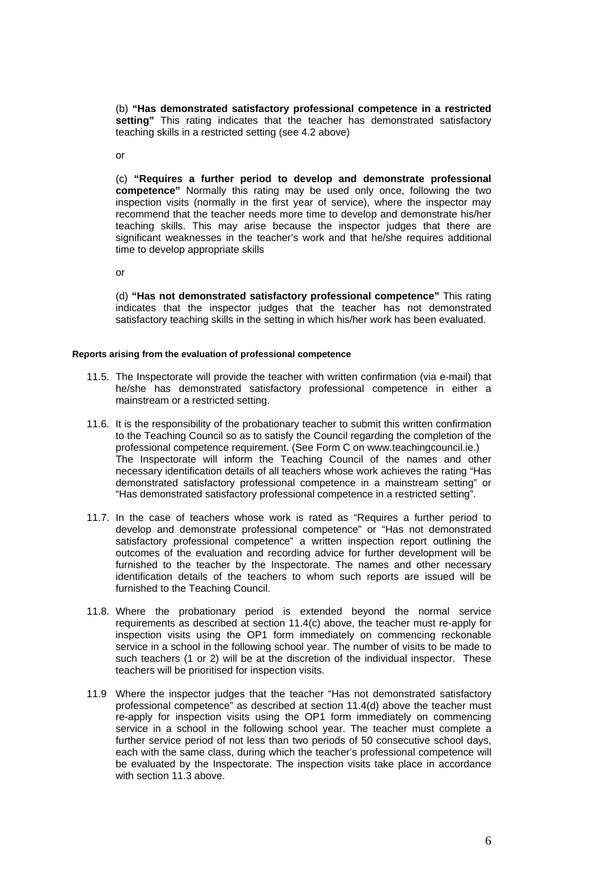(b) **"Has demonstrated satisfactory professional competence in a restricted setting"** This rating indicates that the teacher has demonstrated satisfactory teaching skills in a restricted setting (see 4.2 above)

or

(c) **"Requires a further period to develop and demonstrate professional competence"** Normally this rating may be used only once, following the two inspection visits (normally in the first year of service), where the inspector may recommend that the teacher needs more time to develop and demonstrate his/her teaching skills. This may arise because the inspector judges that there are significant weaknesses in the teacher's work and that he/she requires additional time to develop appropriate skills

or

(d) **"Has not demonstrated satisfactory professional competence"** This rating indicates that the inspector judges that the teacher has not demonstrated satisfactory teaching skills in the setting in which his/her work has been evaluated.

#### Reports arising from the evaluation of professional competence

11.5. The Inspectorate will provide the teacher with written confirmation (via e-mail) that he/she has demonstrated satisfactory professional competence in either a mainstream or a restricted setting.

11.6. It is the responsibility of the probationary teacher to submit this written confirmation to the Teaching Council so as to satisfy the Council regarding the completion of the professional competence requirement. (See Form C on www.teachingcouncil.ie.) The Inspectorate will inform the Teaching Council of the names and other necessary identification details of all teachers whose work achieves the rating "Has demonstrated satisfactory professional competence in a mainstream setting" or "Has demonstrated satisfactory professional competence in a restricted setting".

11.7. In the case of teachers whose work is rated as "Requires a further period to develop and demonstrate professional competence" or "Has not demonstrated satisfactory professional competence" a written inspection report outlining the outcomes of the evaluation and recording advice for further development will be furnished to the teacher by the Inspectorate. The names and other necessary identification details of the teachers to whom such reports are issued will be furnished to the Teaching Council.

11.8. Where the probationary period is extended beyond the normal service requirements as described at section 11.4(c) above, the teacher must re-apply for inspection visits using the OP1 form immediately on commencing reckonable service in a school in the following school year. The number of visits to be made to such teachers (1 or 2) will be at the discretion of the individual inspector. These teachers will be prioritised for inspection visits.

11.9 Where the inspector judges that the teacher "Has not demonstrated satisfactory professional competence" as described at section 11.4(d) above the teacher must re-apply for inspection visits using the OP1 form immediately on commencing service in a school in the following school year. The teacher must complete a further service period of not less than two periods of 50 consecutive school days, each with the same class, during which the teacher's professional competence will be evaluated by the Inspectorate. The inspection visits take place in accordance with section 11.3 above.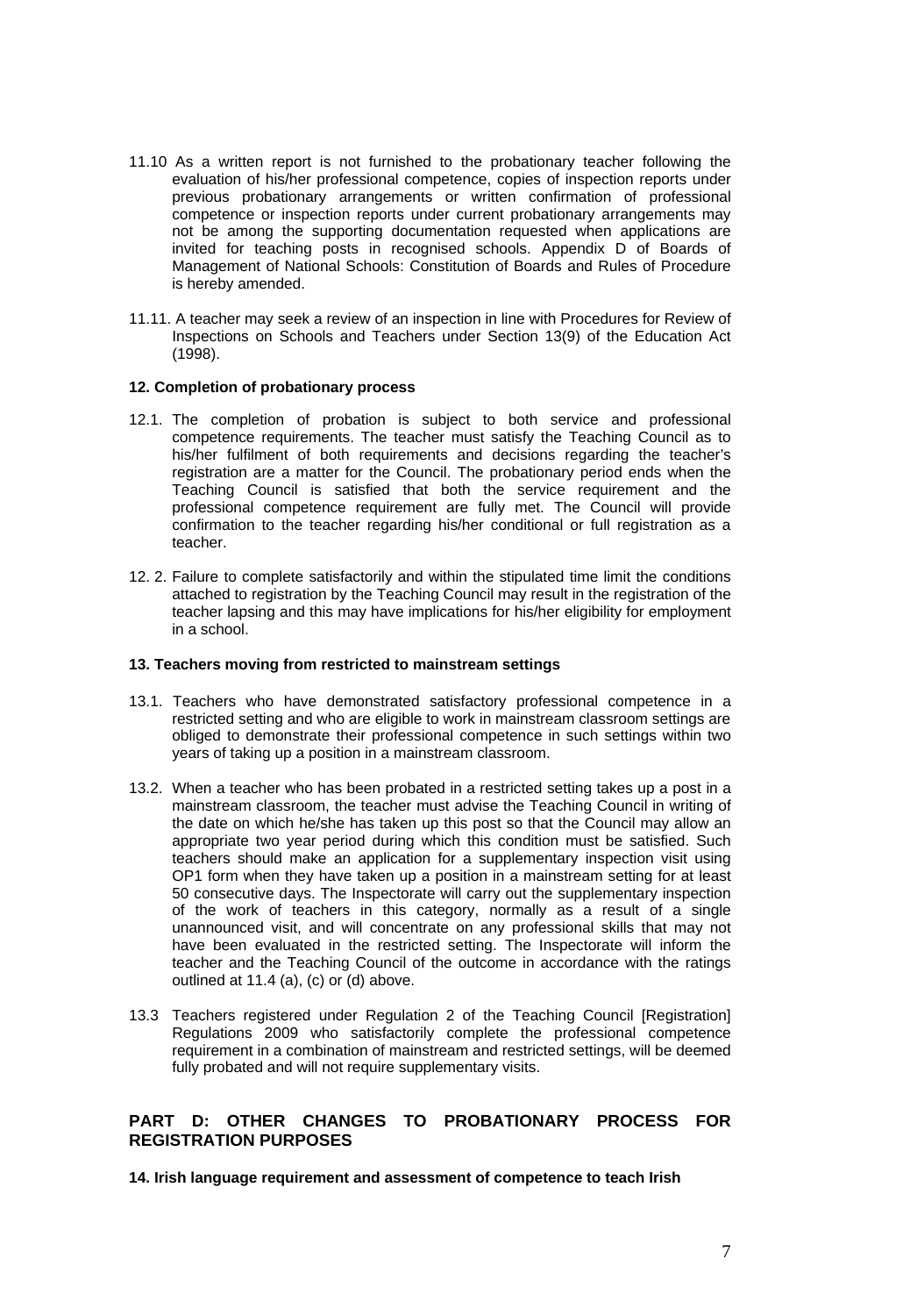11.10 As a written report is not furnished to the probationary teacher following the evaluation of his/her professional competence, copies of inspection reports under previous probationary arrangements or written confirmation of professional competence or inspection reports under current probationary arrangements may not be among the supporting documentation requested when applications are invited for teaching posts in recognised schools. Appendix D of Boards of Management of National Schools: Constitution of Boards and Rules of Procedure is hereby amended.

11.11. A teacher may seek a review of an inspection in line with Procedures for Review of Inspections on Schools and Teachers under Section 13(9) of the Education Act (1998).

**12. Completion of probationary process**

12.1. The completion of probation is subject to both service and professional competence requirements. The teacher must satisfy the Teaching Council as to his/her fulfilment of both requirements and decisions regarding the teacher's registration are a matter for the Council. The probationary period ends when the Teaching Council is satisfied that both the service requirement and the professional competence requirement are fully met. The Council will provide confirmation to the teacher regarding his/her conditional or full registration as a teacher.

12. 2. Failure to complete satisfactorily and within the stipulated time limit the conditions attached to registration by the Teaching Council may result in the registration of the teacher lapsing and this may have implications for his/her eligibility for employment in a school.

**13. Teachers moving from restricted to mainstream settings**

13.1. Teachers who have demonstrated satisfactory professional competence in a restricted setting and who are eligible to work in mainstream classroom settings are obliged to demonstrate their professional competence in such settings within two years of taking up a position in a mainstream classroom.

13.2. When a teacher who has been probated in a restricted setting takes up a post in a mainstream classroom, the teacher must advise the Teaching Council in writing of the date on which he/she has taken up this post so that the Council may allow an appropriate two year period during which this condition must be satisfied. Such teachers should make an application for a supplementary inspection visit using OP1 form when they have taken up a position in a mainstream setting for at least 50 consecutive days. The Inspectorate will carry out the supplementary inspection of the work of teachers in this category, normally as a result of a single unannounced visit, and will concentrate on any professional skills that may not have been evaluated in the restricted setting. The Inspectorate will inform the teacher and the Teaching Council of the outcome in accordance with the ratings outlined at 11.4 (a), (c) or (d) above.

13.3 Teachers registered under Regulation 2 of the Teaching Council [Registration] Regulations 2009 who satisfactorily complete the professional competence requirement in a combination of mainstream and restricted settings, will be deemed fully probated and will not require supplementary visits.

## PART D: OTHER CHANGES TO PROBATIONARY PROCESS FOR REGISTRATION PURPOSES

**14. Irish language requirement and assessment of competence to teach Irish**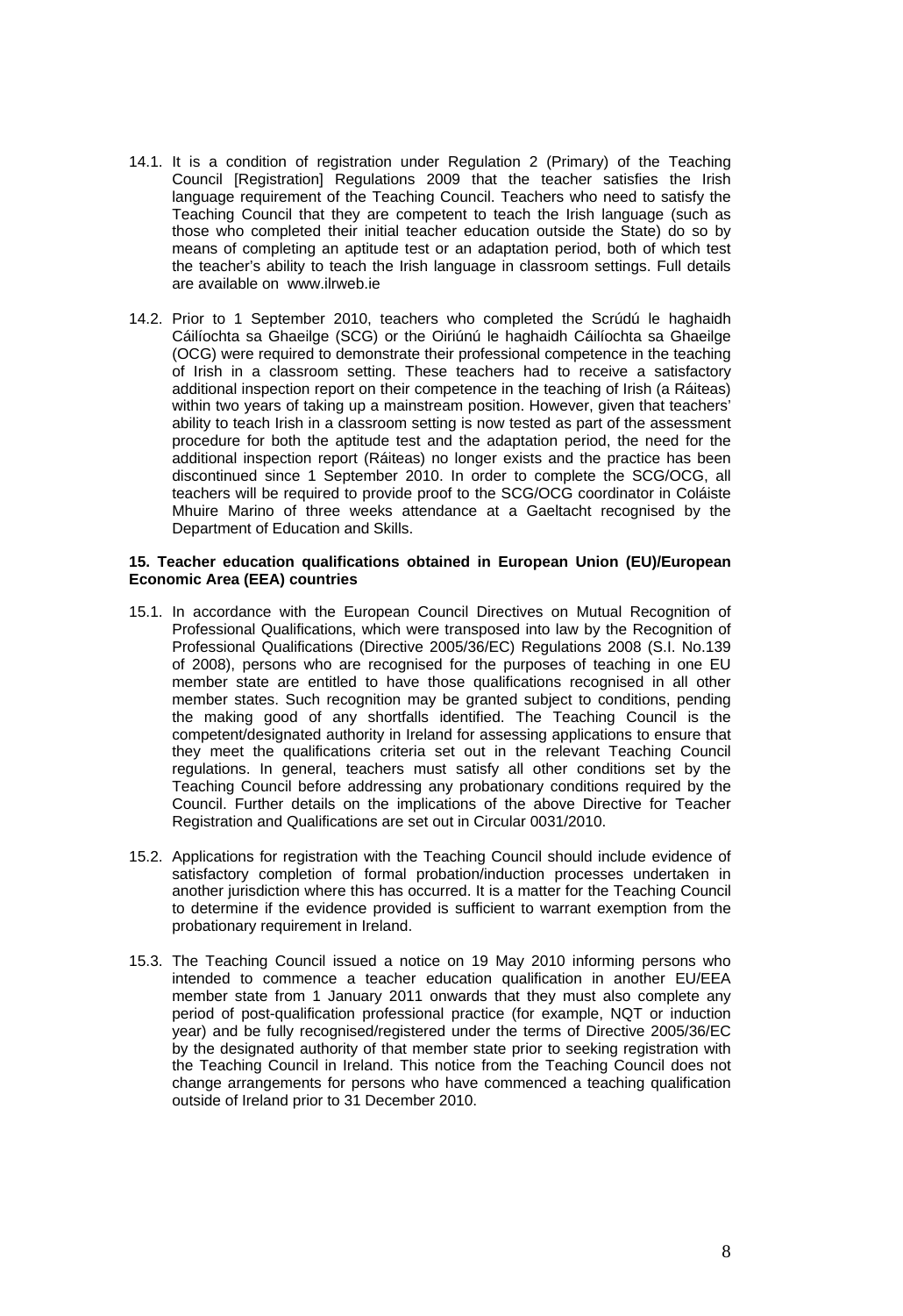14.1. It is a condition of registration under Regulation 2 (Primary) of the Teaching Council [Registration] Regulations 2009 that the teacher satisfies the Irish language requirement of the Teaching Council. Teachers who need to satisfy the Teaching Council that they are competent to teach the Irish language (such as those who completed their initial teacher education outside the State) do so by means of completing an aptitude test or an adaptation period, both of which test the teacher's ability to teach the Irish language in classroom settings. Full details are available on www.ilrweb.ie

14.2. Prior to 1 September 2010, teachers who completed the Scrúdú le haghaidh Cáilíochta sa Ghaeilge (SCG) or the Oiriúnú le haghaidh Cáilíochta sa Ghaeilge (OCG) were required to demonstrate their professional competence in the teaching of Irish in a classroom setting. These teachers had to receive a satisfactory additional inspection report on their competence in the teaching of Irish (a Ráiteas) within two years of taking up a mainstream position. However, given that teachers' ability to teach Irish in a classroom setting is now tested as part of the assessment procedure for both the aptitude test and the adaptation period, the need for the additional inspection report (Ráiteas) no longer exists and the practice has been discontinued since 1 September 2010. In order to complete the SCG/OCG, all teachers will be required to provide proof to the SCG/OCG coordinator in Coláiste Mhuire Marino of three weeks attendance at a Gaeltacht recognised by the Department of Education and Skills.

**15. Teacher education qualifications obtained in European Union (EU)/European Economic Area (EEA) countries**

15.1. In accordance with the European Council Directives on Mutual Recognition of Professional Qualifications, which were transposed into law by the Recognition of Professional Qualifications (Directive 2005/36/EC) Regulations 2008 (S.I. No.139 of 2008), persons who are recognised for the purposes of teaching in one EU member state are entitled to have those qualifications recognised in all other member states. Such recognition may be granted subject to conditions, pending the making good of any shortfalls identified. The Teaching Council is the competent/designated authority in Ireland for assessing applications to ensure that they meet the qualifications criteria set out in the relevant Teaching Council regulations. In general, teachers must satisfy all other conditions set by the Teaching Council before addressing any probationary conditions required by the Council. Further details on the implications of the above Directive for Teacher Registration and Qualifications are set out in Circular 0031/2010.

15.2. Applications for registration with the Teaching Council should include evidence of satisfactory completion of formal probation/induction processes undertaken in another jurisdiction where this has occurred. It is a matter for the Teaching Council to determine if the evidence provided is sufficient to warrant exemption from the probationary requirement in Ireland.

15.3. The Teaching Council issued a notice on 19 May 2010 informing persons who intended to commence a teacher education qualification in another EU/EEA member state from 1 January 2011 onwards that they must also complete any period of post-qualification professional practice (for example, NQT or induction year) and be fully recognised/registered under the terms of Directive 2005/36/EC by the designated authority of that member state prior to seeking registration with the Teaching Council in Ireland. This notice from the Teaching Council does not change arrangements for persons who have commenced a teaching qualification outside of Ireland prior to 31 December 2010.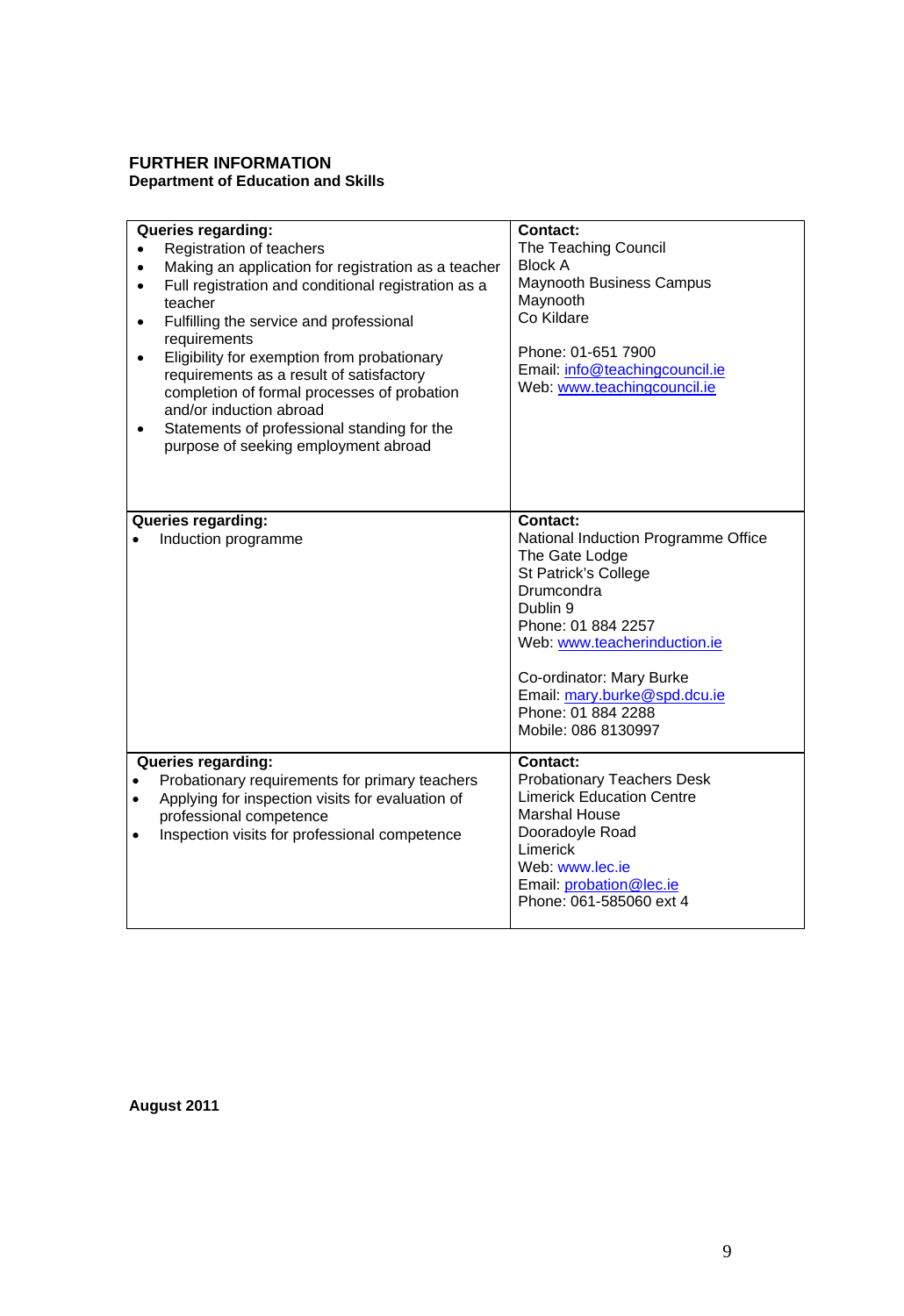## FURTHER INFORMATION

### Department of Education and Skills

| Queries regarding: | Contact: |
|---|---|
| • Registration of teachers<br>• Making an application for registration as a teacher<br>• Full registration and conditional registration as a teacher<br>• Fulfilling the service and professional requirements<br>• Eligibility for exemption from probationary requirements as a result of satisfactory completion of formal processes of probation and/or induction abroad<br>• Statements of professional standing for the purpose of seeking employment abroad | The Teaching Council<br>Block A<br>Maynooth Business Campus<br>Maynooth<br>Co Kildare<br><br>Phone: 01-651 7900<br>Email: info@teachingcouncil.ie<br>Web: www.teachingcouncil.ie |
| **Queries regarding:**<br>• Induction programme | **Contact:**<br>National Induction Programme Office<br>The Gate Lodge<br>St Patrick's College<br>Drumcondra<br>Dublin 9<br>Phone: 01 884 2257<br>Web: www.teacherinduction.ie<br><br>Co-ordinator: Mary Burke<br>Email: mary.burke@spd.dcu.ie<br>Phone: 01 884 2288<br>Mobile: 086 8130997 |
| **Queries regarding:**<br>• Probationary requirements for primary teachers<br>• Applying for inspection visits for evaluation of professional competence<br>• Inspection visits for professional competence | **Contact:**<br>Probationary Teachers Desk<br>Limerick Education Centre<br>Marshal House<br>Dooradoyle Road<br>Limerick<br>Web: www.lec.ie<br>Email: probation@lec.ie<br>Phone: 061-585060 ext 4 |

**August 2011**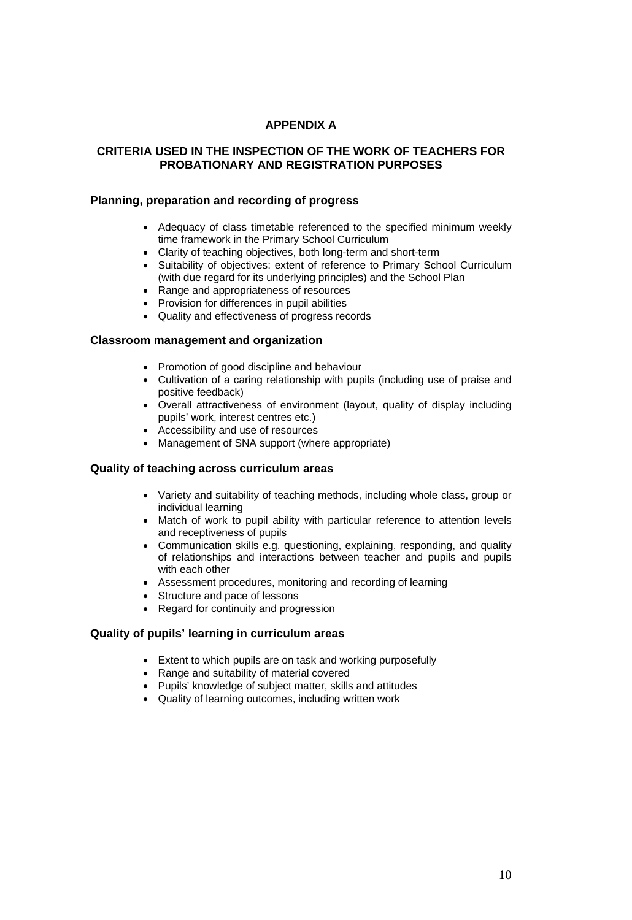# APPENDIX A

## CRITERIA USED IN THE INSPECTION OF THE WORK OF TEACHERS FOR PROBATIONARY AND REGISTRATION PURPOSES

### Planning, preparation and recording of progress

- Adequacy of class timetable referenced to the specified minimum weekly time framework in the Primary School Curriculum
- Clarity of teaching objectives, both long-term and short-term
- Suitability of objectives: extent of reference to Primary School Curriculum (with due regard for its underlying principles) and the School Plan
- Range and appropriateness of resources
- Provision for differences in pupil abilities
- Quality and effectiveness of progress records

### Classroom management and organization

- Promotion of good discipline and behaviour
- Cultivation of a caring relationship with pupils (including use of praise and positive feedback)
- Overall attractiveness of environment (layout, quality of display including pupils' work, interest centres etc.)
- Accessibility and use of resources
- Management of SNA support (where appropriate)

### Quality of teaching across curriculum areas

- Variety and suitability of teaching methods, including whole class, group or individual learning
- Match of work to pupil ability with particular reference to attention levels and receptiveness of pupils
- Communication skills e.g. questioning, explaining, responding, and quality of relationships and interactions between teacher and pupils and pupils with each other
- Assessment procedures, monitoring and recording of learning
- Structure and pace of lessons
- Regard for continuity and progression

### Quality of pupils' learning in curriculum areas

- Extent to which pupils are on task and working purposefully
- Range and suitability of material covered
- Pupils' knowledge of subject matter, skills and attitudes
- Quality of learning outcomes, including written work